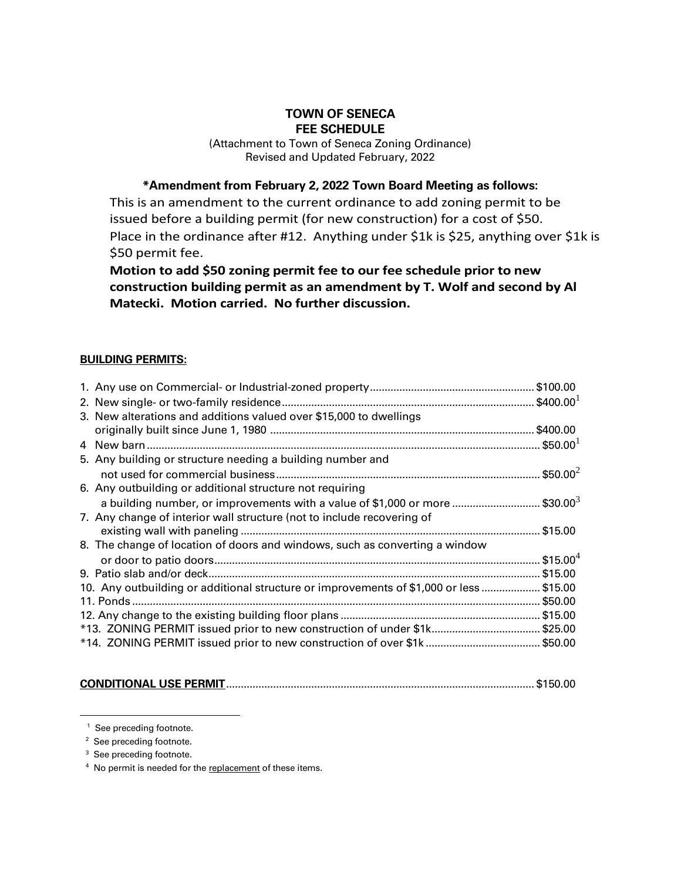# TOWN OF SENECA
## FEE SCHEDULE

(Attachment to Town of Seneca Zoning Ordinance)
Revised and Updated February, 2022

**\*Amendment from February 2, 2022 Town Board Meeting as follows:**

This is an amendment to the current ordinance to add zoning permit to be issued before a building permit (for new construction) for a cost of $50. Place in the ordinance after #12. Anything under $1k is $25, anything over $1k is $50 permit fee.

**Motion to add $50 zoning permit fee to our fee schedule prior to new construction building permit as an amendment by T. Wolf and second by Al Matecki. Motion carried. No further discussion.**

**BUILDING PERMITS:**

| Item | Fee |
|---|---|
| 1. Any use on Commercial- or Industrial-zoned property | $100.00 |
| 2. New single- or two-family residence | $400.00[1] |
| 3. New alterations and additions valued over $15,000 to dwellings originally built since June 1, 1980 | $400.00 |
| 4 New barn | $50.00[1] |
| 5. Any building or structure needing a building number and not used for commercial business | $50.00[2] |
| 6. Any outbuilding or additional structure not requiring a building number, or improvements with a value of $1,000 or more | $30.00[3] |
| 7. Any change of interior wall structure (not to include recovering of existing wall with paneling | $15.00 |
| 8. The change of location of doors and windows, such as converting a window or door to patio doors | $15.00[4] |
| 9. Patio slab and/or deck | $15.00 |
| 10. Any outbuilding or additional structure or improvements of $1,000 or less | $15.00 |
| 11. Ponds | $50.00 |
| 12. Any change to the existing building floor plans | $15.00 |
| *13. ZONING PERMIT issued prior to new construction of under $1k | $25.00 |
| *14. ZONING PERMIT issued prior to new construction of over $1k | $50.00 |

**CONDITIONAL USE PERMIT** ........ $150.00

[1] See preceding footnote.

[2] See preceding footnote.

[3] See preceding footnote.

[4] No permit is needed for the replacement of these items.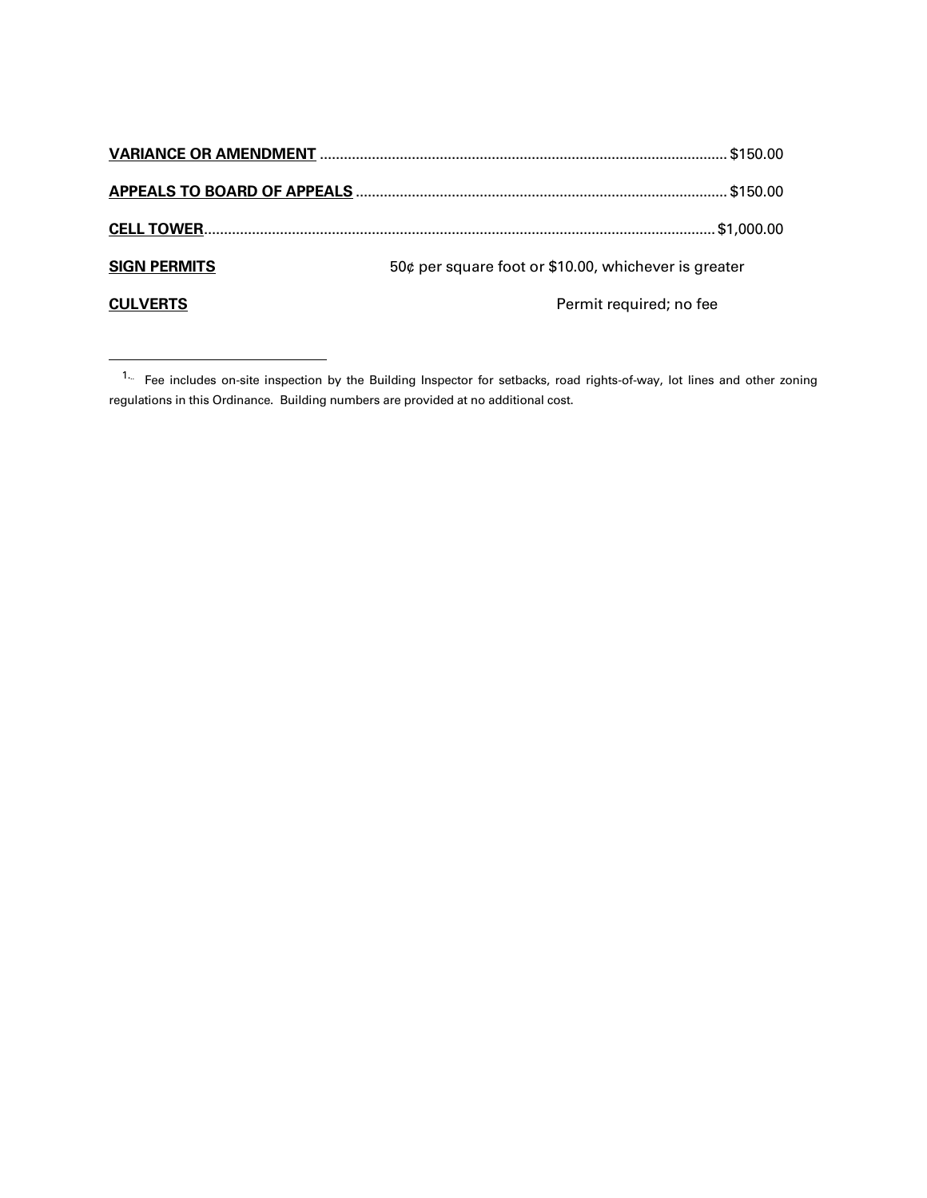**VARIANCE OR AMENDMENT** .................................................................................................... $150.00

**APPEALS TO BOARD OF APPEALS** ........................................................................................... $150.00

**CELL TOWER**.............................................................................................................................. $1,000.00

**SIGN PERMITS** 50¢ per square foot or $10.00, whichever is greater

**CULVERTS** Permit required; no fee

---

[1] Fee includes on-site inspection by the Building Inspector for setbacks, road rights-of-way, lot lines and other zoning regulations in this Ordinance. Building numbers are provided at no additional cost.